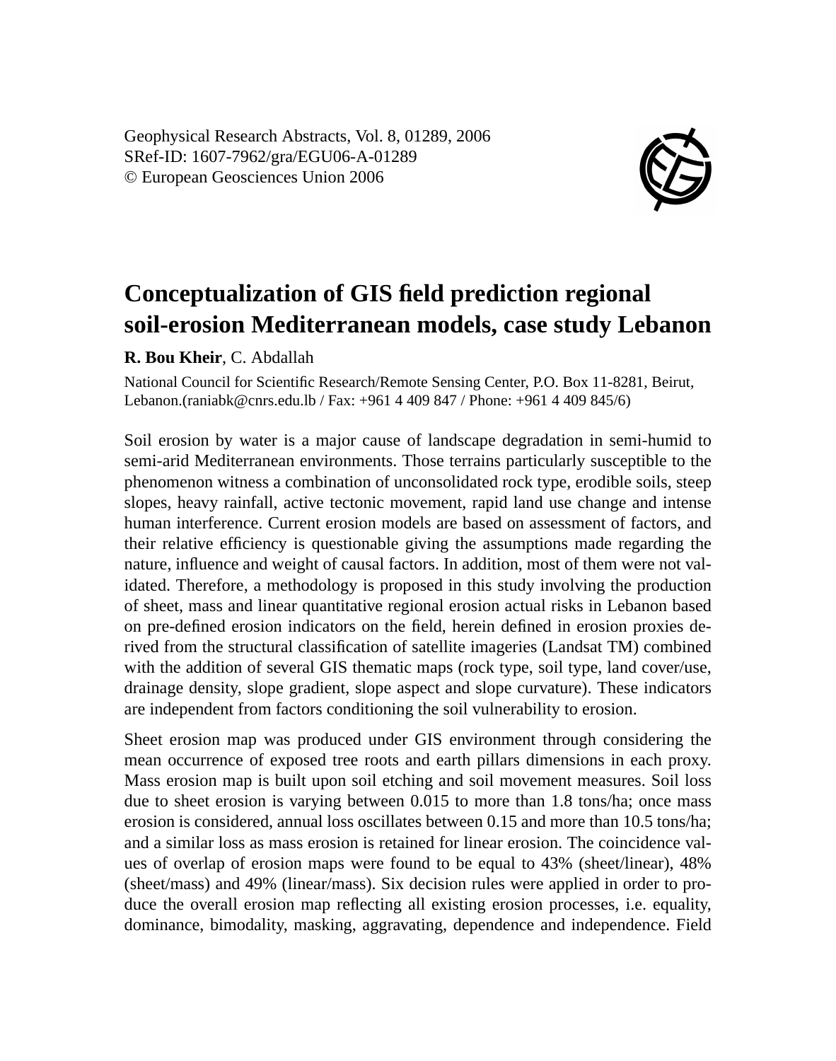Geophysical Research Abstracts, Vol. 8, 01289, 2006
SRef-ID: 1607-7962/gra/EGU06-A-01289
© European Geosciences Union 2006

# Conceptualization of GIS field prediction regional soil-erosion Mediterranean models, case study Lebanon

**R. Bou Kheir**, C. Abdallah

National Council for Scientific Research/Remote Sensing Center, P.O. Box 11-8281, Beirut, Lebanon.(raniabk@cnrs.edu.lb / Fax: +961 4 409 847 / Phone: +961 4 409 845/6)

Soil erosion by water is a major cause of landscape degradation in semi-humid to semi-arid Mediterranean environments. Those terrains particularly susceptible to the phenomenon witness a combination of unconsolidated rock type, erodible soils, steep slopes, heavy rainfall, active tectonic movement, rapid land use change and intense human interference. Current erosion models are based on assessment of factors, and their relative efficiency is questionable giving the assumptions made regarding the nature, influence and weight of causal factors. In addition, most of them were not validated. Therefore, a methodology is proposed in this study involving the production of sheet, mass and linear quantitative regional erosion actual risks in Lebanon based on pre-defined erosion indicators on the field, herein defined in erosion proxies derived from the structural classification of satellite imageries (Landsat TM) combined with the addition of several GIS thematic maps (rock type, soil type, land cover/use, drainage density, slope gradient, slope aspect and slope curvature). These indicators are independent from factors conditioning the soil vulnerability to erosion.

Sheet erosion map was produced under GIS environment through considering the mean occurrence of exposed tree roots and earth pillars dimensions in each proxy. Mass erosion map is built upon soil etching and soil movement measures. Soil loss due to sheet erosion is varying between 0.015 to more than 1.8 tons/ha; once mass erosion is considered, annual loss oscillates between 0.15 and more than 10.5 tons/ha; and a similar loss as mass erosion is retained for linear erosion. The coincidence values of overlap of erosion maps were found to be equal to 43% (sheet/linear), 48% (sheet/mass) and 49% (linear/mass). Six decision rules were applied in order to produce the overall erosion map reflecting all existing erosion processes, i.e. equality, dominance, bimodality, masking, aggravating, dependence and independence. Field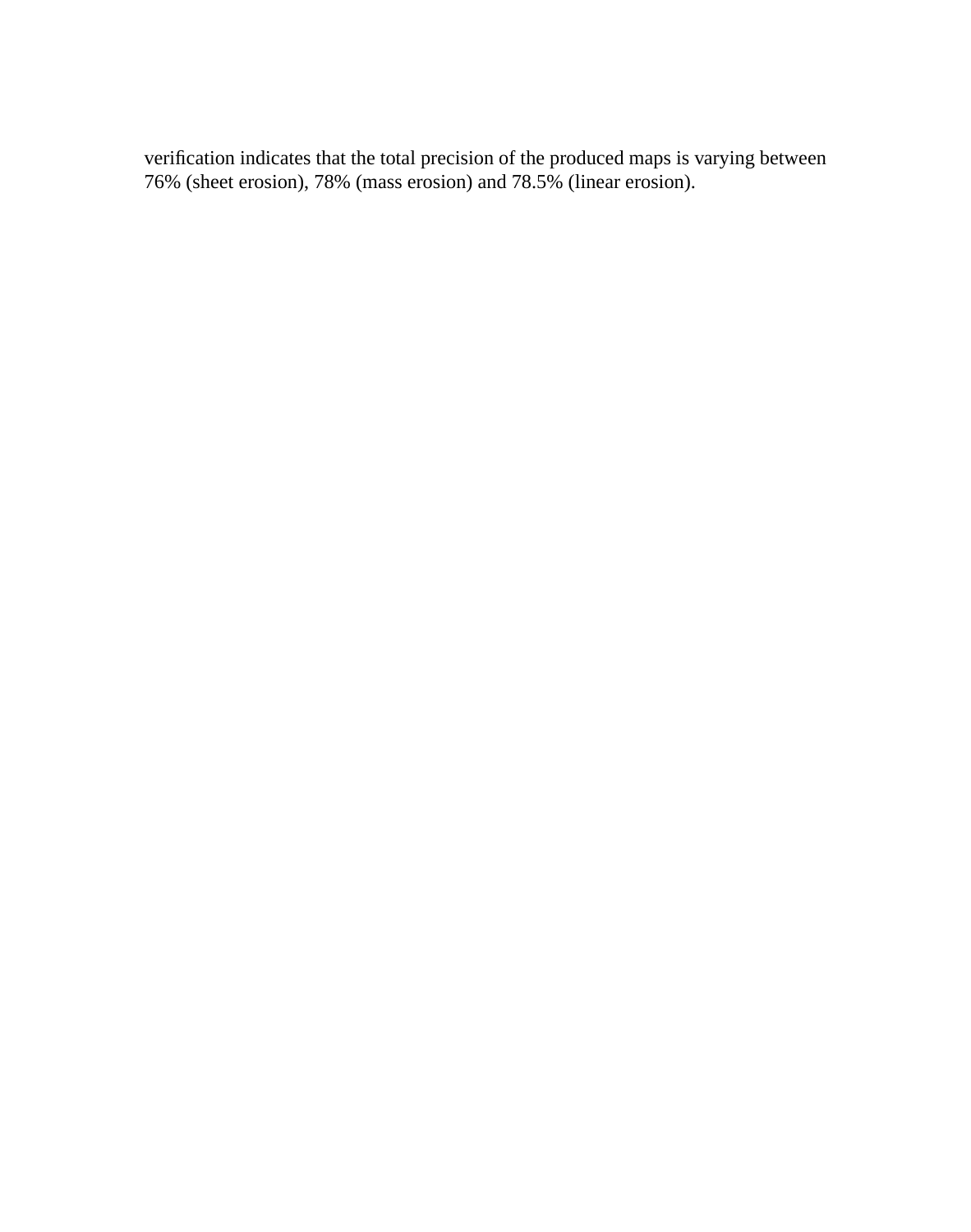verification indicates that the total precision of the produced maps is varying between 76% (sheet erosion), 78% (mass erosion) and 78.5% (linear erosion).